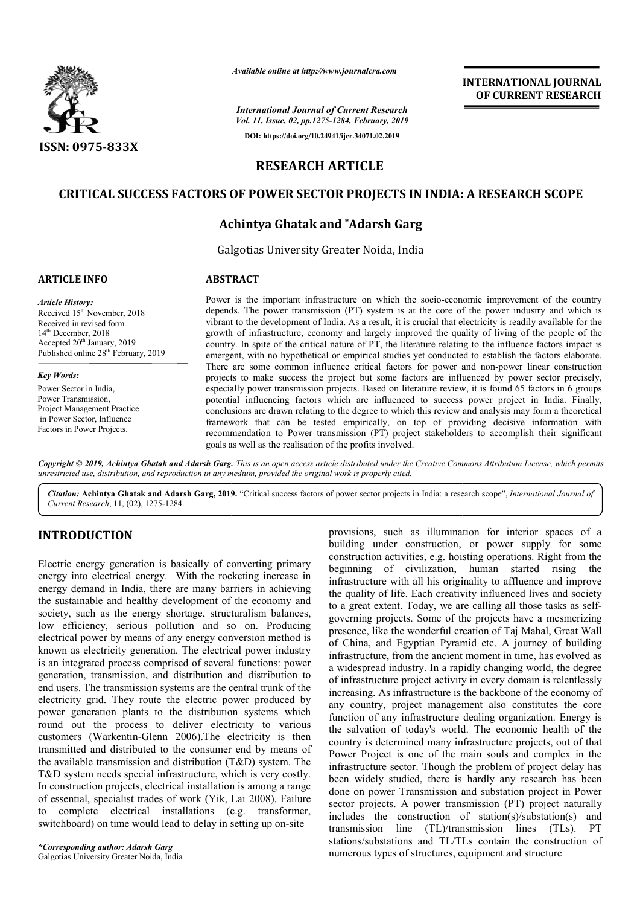*Available online at http://www.journalcra.com*

*International Journal of Current Research*
*Vol. 11, Issue, 02, pp.1275-1284, February, 2019*

**DOI: https://doi.org/10.24941/ijcr.34071.02.2019**

**ISSN: 0975-833X**

**INTERNATIONAL JOURNAL OF CURRENT RESEARCH**

# RESEARCH ARTICLE

# CRITICAL SUCCESS FACTORS OF POWER SECTOR PROJECTS IN INDIA: A RESEARCH SCOPE

**Achintya Ghatak and \*Adarsh Garg**

Galgotias University Greater Noida, India

## ARTICLE INFO

*Article History:*
Received 15th November, 2018
Received in revised form
14th December, 2018
Accepted 20th January, 2019
Published online 28th February, 2019

*Key Words:*
Power Sector in India,
Power Transmission,
Project Management Practice in Power Sector, Influence Factors in Power Projects.

## ABSTRACT

Power is the important infrastructure on which the socio-economic improvement of the country depends. The power transmission (PT) system is at the core of the power industry and which is vibrant to the development of India. As a result, it is crucial that electricity is readily available for the growth of infrastructure, economy and largely improved the quality of living of the people of the country. In spite of the critical nature of PT, the literature relating to the influence factors impact is emergent, with no hypothetical or empirical studies yet conducted to establish the factors elaborate. There are some common influence critical factors for power and non-power linear construction projects to make success the project but some factors are influenced by power sector precisely, especially power transmission projects. Based on literature review, it is found 65 factors in 6 groups potential influencing factors which are influenced to success power project in India. Finally, conclusions are drawn relating to the degree to which this review and analysis may form a theoretical framework that can be tested empirically, on top of providing decisive information with recommendation to Power transmission (PT) project stakeholders to accomplish their significant goals as well as the realisation of the profits involved.

*Copyright © 2019, Achintya Ghatak and Adarsh Garg. This is an open access article distributed under the Creative Commons Attribution License, which permits unrestricted use, distribution, and reproduction in any medium, provided the original work is properly cited.*

*Citation:* **Achintya Ghatak and Adarsh Garg, 2019.** "Critical success factors of power sector projects in India: a research scope", *International Journal of Current Research*, 11, (02), 1275-1284.

## INTRODUCTION

Electric energy generation is basically of converting primary energy into electrical energy. With the rocketing increase in energy demand in India, there are many barriers in achieving the sustainable and healthy development of the economy and society, such as the energy shortage, structuralism balances, low efficiency, serious pollution and so on. Producing electrical power by means of any energy conversion method is known as electricity generation. The electrical power industry is an integrated process comprised of several functions: power generation, transmission, and distribution and distribution to end users. The transmission systems are the central trunk of the electricity grid. They route the electric power produced by power generation plants to the distribution systems which round out the process to deliver electricity to various customers (Warkentin-Glenn 2006).The electricity is then transmitted and distributed to the consumer end by means of the available transmission and distribution (T&D) system. The T&D system needs special infrastructure, which is very costly. In construction projects, electrical installation is among a range of essential, specialist trades of work (Yik, Lai 2008). Failure to complete electrical installations (e.g. transformer, switchboard) on time would lead to delay in setting up on-site provisions, such as illumination for interior spaces of a building under construction, or power supply for some construction activities, e.g. hoisting operations. Right from the beginning of civilization, human started rising the infrastructure with all his originality to affluence and improve the quality of life. Each creativity influenced lives and society to a great extent. Today, we are calling all those tasks as self-governing projects. Some of the projects have a mesmerizing presence, like the wonderful creation of Taj Mahal, Great Wall of China, and Egyptian Pyramid etc. A journey of building infrastructure, from the ancient moment in time, has evolved as a widespread industry. In a rapidly changing world, the degree of infrastructure project activity in every domain is relentlessly increasing. As infrastructure is the backbone of the economy of any country, project management also constitutes the core function of any infrastructure dealing organization. Energy is the salvation of today's world. The economic health of the country is determined many infrastructure projects, out of that Power Project is one of the main souls and complex in the infrastructure sector. Though the problem of project delay has been widely studied, there is hardly any research has been done on power Transmission and substation project in Power sector projects. A power transmission (PT) project naturally includes the construction of station(s)/substation(s) and transmission line (TL)/transmission lines (TLs). PT stations/substations and TL/TLs contain the construction of numerous types of structures, equipment and structure

*\*Corresponding author: Adarsh Garg*
Galgotias University Greater Noida, India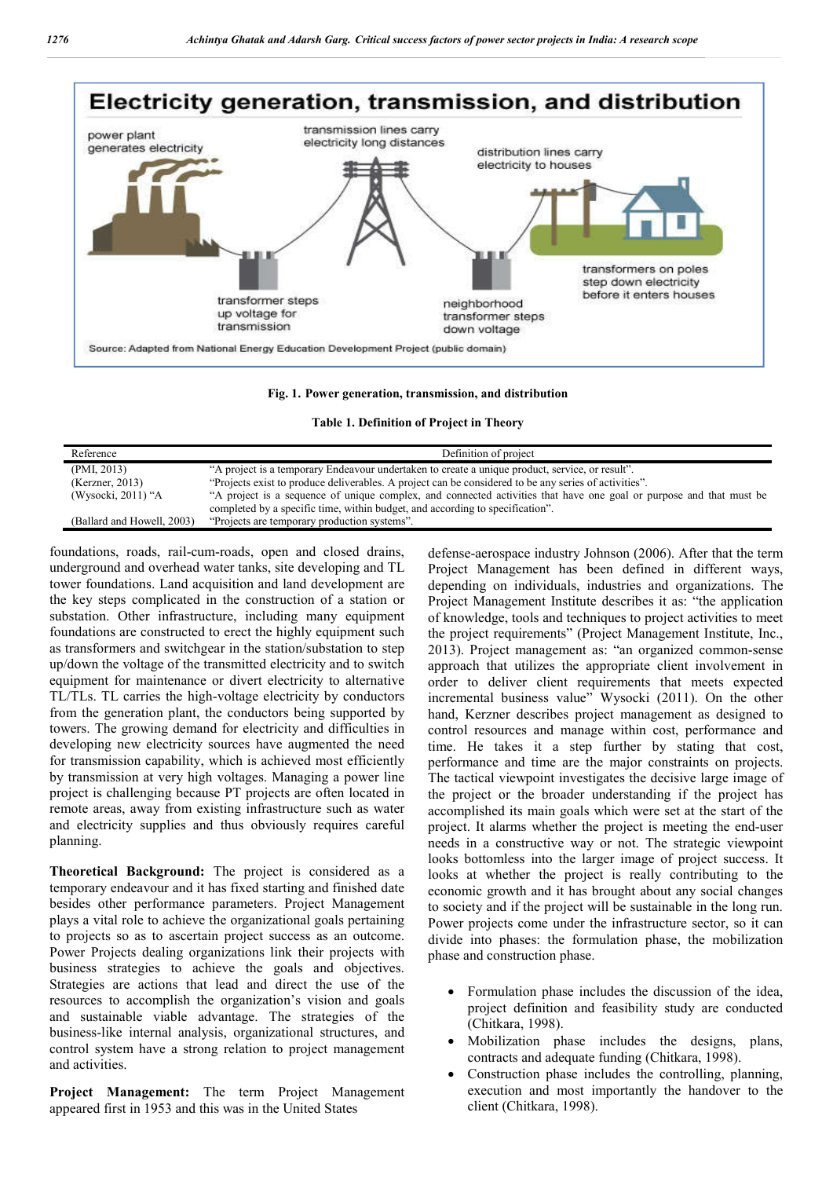Fig. 1. Power generation, transmission, and distribution

Table 1. Definition of Project in Theory

| Reference | Definition of project |
|---|---|
| (PMI, 2013) | "A project is a temporary Endeavour undertaken to create a unique product, service, or result". |
| (Kerzner, 2013) | "Projects exist to produce deliverables. A project can be considered to be any series of activities". |
| (Wysocki, 2011) "A | "A project is a sequence of unique complex, and connected activities that have one goal or purpose and that must be completed by a specific time, within budget, and according to specification". |
| (Ballard and Howell, 2003) | "Projects are temporary production systems". |

foundations, roads, rail-cum-roads, open and closed drains, underground and overhead water tanks, site developing and TL tower foundations. Land acquisition and land development are the key steps complicated in the construction of a station or substation. Other infrastructure, including many equipment foundations are constructed to erect the highly equipment such as transformers and switchgear in the station/substation to step up/down the voltage of the transmitted electricity and to switch equipment for maintenance or divert electricity to alternative TL/TLs. TL carries the high-voltage electricity by conductors from the generation plant, the conductors being supported by towers. The growing demand for electricity and difficulties in developing new electricity sources have augmented the need for transmission capability, which is achieved most efficiently by transmission at very high voltages. Managing a power line project is challenging because PT projects are often located in remote areas, away from existing infrastructure such as water and electricity supplies and thus obviously requires careful planning.

**Theoretical Background:** The project is considered as a temporary endeavour and it has fixed starting and finished date besides other performance parameters. Project Management plays a vital role to achieve the organizational goals pertaining to projects so as to ascertain project success as an outcome. Power Projects dealing organizations link their projects with business strategies to achieve the goals and objectives. Strategies are actions that lead and direct the use of the resources to accomplish the organization's vision and goals and sustainable viable advantage. The strategies of the business-like internal analysis, organizational structures, and control system have a strong relation to project management and activities.

**Project Management:** The term Project Management appeared first in 1953 and this was in the United States defense-aerospace industry Johnson (2006). After that the term Project Management has been defined in different ways, depending on individuals, industries and organizations. The Project Management Institute describes it as: "the application of knowledge, tools and techniques to project activities to meet the project requirements" (Project Management Institute, Inc., 2013). Project management as: "an organized common-sense approach that utilizes the appropriate client involvement in order to deliver client requirements that meets expected incremental business value" Wysocki (2011). On the other hand, Kerzner describes project management as designed to control resources and manage within cost, performance and time. He takes it a step further by stating that cost, performance and time are the major constraints on projects. The tactical viewpoint investigates the decisive large image of the project or the broader understanding if the project has accomplished its main goals which were set at the start of the project. It alarms whether the project is meeting the end-user needs in a constructive way or not. The strategic viewpoint looks bottomless into the larger image of project success. It looks at whether the project is really contributing to the economic growth and it has brought about any social changes to society and if the project will be sustainable in the long run. Power projects come under the infrastructure sector, so it can divide into phases: the formulation phase, the mobilization phase and construction phase.

- Formulation phase includes the discussion of the idea, project definition and feasibility study are conducted (Chitkara, 1998).
- Mobilization phase includes the designs, plans, contracts and adequate funding (Chitkara, 1998).
- Construction phase includes the controlling, planning, execution and most importantly the handover to the client (Chitkara, 1998).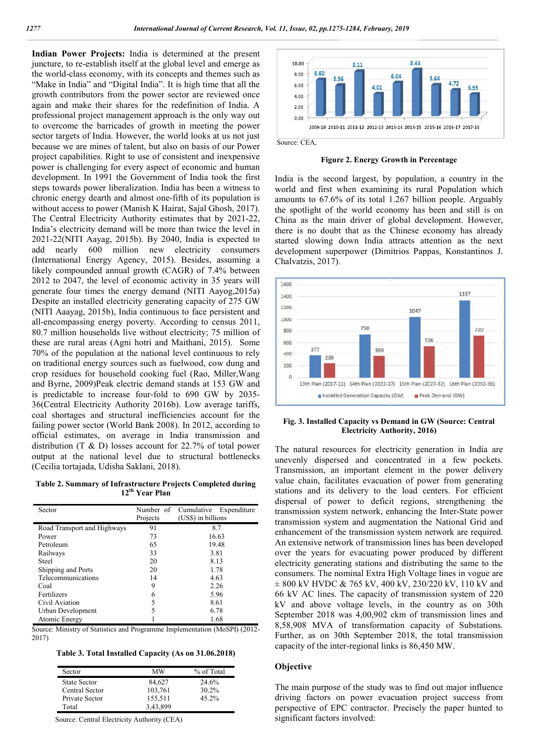**Indian Power Projects:** India is determined at the present juncture, to re-establish itself at the global level and emerge as the world-class economy, with its concepts and themes such as "Make in India" and "Digital India". It is high time that all the growth contributors from the power sector are reviewed once again and make their shares for the redefinition of India. A professional project management approach is the only way out to overcome the barricades of growth in meeting the power sector targets of India. However, the world looks at us not just because we are mines of talent, but also on basis of our Power project capabilities. Right to use of consistent and inexpensive power is challenging for every aspect of economic and human development. In 1991 the Government of India took the first steps towards power liberalization. India has been a witness to chronic energy dearth and almost one-fifth of its population is without access to power (Manish K Hairat, Sajal Ghosh, 2017). The Central Electricity Authority estimates that by 2021-22, India's electricity demand will be more than twice the level in 2021-22(NITI Aayag, 2015b). By 2040, India is expected to add nearly 600 million new electricity consumers (International Energy Agency, 2015). Besides, assuming a likely compounded annual growth (CAGR) of 7.4% between 2012 to 2047, the level of economic activity in 35 years will generate four times the energy demand (NITI Aayog,2015a) Despite an installed electricity generating capacity of 275 GW (NITI Aaayag, 2015b), India continuous to face persistent and all-encompassing energy poverty. According to census 2011, 80.7 million households live without electricity; 75 million of these are rural areas (Agni hotri and Maithani, 2015). Some 70% of the population at the national level continuous to rely on traditional energy sources such as fuelwood, cow dung and crop residues for household cooking fuel (Rao, Miller,Wang and Byrne, 2009)Peak electric demand stands at 153 GW and is predictable to increase four-fold to 690 GW by 2035-36(Central Electricity Authority 2016b). Low average tariffs, coal shortages and structural inefficiencies account for the failing power sector (World Bank 2008). In 2012, according to official estimates, on average in India transmission and distribution (T & D) losses account for 22.7% of total power output at the national level due to structural bottlenecks (Cecilia tortajada, Udisha Saklani, 2018).

**Table 2. Summary of Infrastructure Projects Completed during 12th Year Plan**

| Sector | Number of Projects | Cumulative Expenditure (US$) in billions |
|---|---|---|
| Road Transport and Highways | 91 | 8.7 |
| Power | 73 | 16.63 |
| Petroleum | 65 | 19.48 |
| Railways | 33 | 3.81 |
| Steel | 20 | 8.13 |
| Shipping and Ports | 20 | 1.78 |
| Telecommunications | 14 | 4.63 |
| Coal | 9 | 2.26 |
| Fertilizers | 6 | 5.96 |
| Civil Aviation | 5 | 8.61 |
| Urban Development | 5 | 6.78 |
| Atomic Energy | 1 | 1.68 |

Source: Ministry of Statistics and Programme Implementation (MoSPI) (2012-2017)

**Table 3. Total Installed Capacity (As on 31.06.2018)**

| Sector | MW | % of Total |
|---|---|---|
| State Sector | 84,627 | 24.6% |
| Central Sector | 103,761 | 30.2% |
| Private Sector | 155,511 | 45.2% |
| Total | 3,43,899 | |

Source: Central Electricity Authority (CEA)

Source: CEA,

**Figure 2. Energy Growth in Percentage**

India is the second largest, by population, a country in the world and first when examining its rural Population which amounts to 67.6% of its total 1.267 billion people. Arguably the spotlight of the world economy has been and still is on China as the main driver of global development. However, there is no doubt that as the Chinese economy has already started slowing down India attracts attention as the next development superpower (Dimitrios Pappas, Konstantinos J. Chalvatzis, 2017).

**Fig. 3. Installed Capacity vs Demand in GW (Source: Central Electricity Authority, 2016)**

The natural resources for electricity generation in India are unevenly dispersed and concentrated in a few pockets. Transmission, an important element in the power delivery value chain, facilitates evacuation of power from generating stations and its delivery to the load centers. For efficient dispersal of power to deficit regions, strengthening the transmission system network, enhancing the Inter-State power transmission system and augmentation the National Grid and enhancement of the transmission system network are required. An extensive network of transmission lines has been developed over the years for evacuating power produced by different electricity generating stations and distributing the same to the consumers. The nominal Extra High Voltage lines in vogue are ± 800 kV HVDC & 765 kV, 400 kV, 230/220 kV, 110 kV and 66 kV AC lines. The capacity of transmission system of 220 kV and above voltage levels, in the country as on 30th September 2018 was 4,00,902 ckm of transmission lines and 8,58,908 MVA of transformation capacity of Substations. Further, as on 30th September 2018, the total transmission capacity of the inter-regional links is 86,450 MW.

## Objective

The main purpose of the study was to find out major influence driving factors on power evacuation project success from perspective of EPC contractor. Precisely the paper hunted to significant factors involved: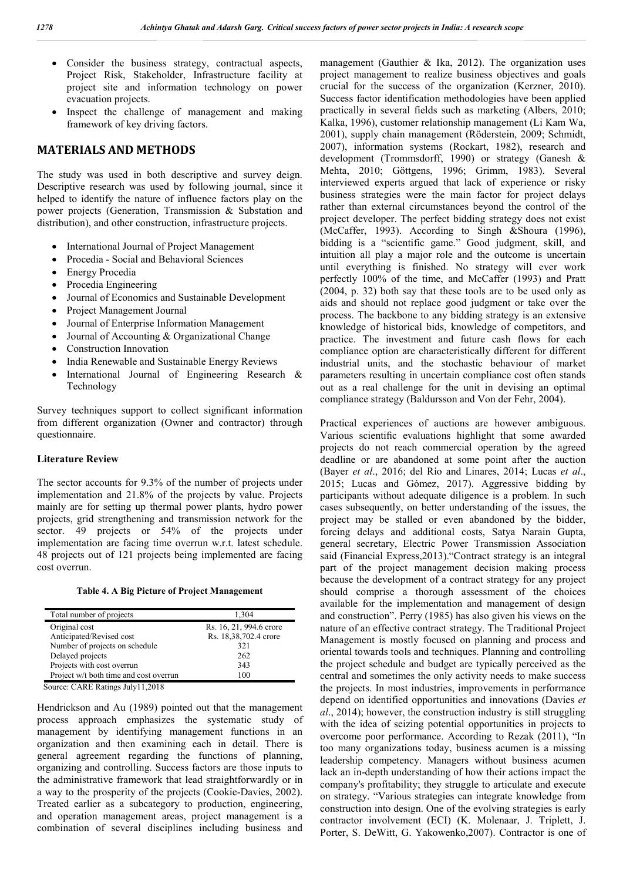- Consider the business strategy, contractual aspects, Project Risk, Stakeholder, Infrastructure facility at project site and information technology on power evacuation projects.
- Inspect the challenge of management and making framework of key driving factors.

## MATERIALS AND METHODS

The study was used in both descriptive and survey deign. Descriptive research was used by following journal, since it helped to identify the nature of influence factors play on the power projects (Generation, Transmission & Substation and distribution), and other construction, infrastructure projects.

- International Journal of Project Management
- Procedia - Social and Behavioral Sciences
- Energy Procedia
- Procedia Engineering
- Journal of Economics and Sustainable Development
- Project Management Journal
- Journal of Enterprise Information Management
- Journal of Accounting & Organizational Change
- Construction Innovation
- India Renewable and Sustainable Energy Reviews
- International Journal of Engineering Research & Technology

Survey techniques support to collect significant information from different organization (Owner and contractor) through questionnaire.

### Literature Review

The sector accounts for 9.3% of the number of projects under implementation and 21.8% of the projects by value. Projects mainly are for setting up thermal power plants, hydro power projects, grid strengthening and transmission network for the sector. 49 projects or 54% of the projects under implementation are facing time overrun w.r.t. latest schedule. 48 projects out of 121 projects being implemented are facing cost overrun.

**Table 4. A Big Picture of Project Management**

| Total number of projects | 1,304 |
|---|---|
| Original cost | Rs. 16, 21, 994.6 crore |
| Anticipated/Revised cost | Rs. 18,38,702.4 crore |
| Number of projects on schedule | 321 |
| Delayed projects | 262 |
| Projects with cost overrun | 343 |
| Project w/t both time and cost overrun | 100 |

Source: CARE Ratings July11,2018

Hendrickson and Au (1989) pointed out that the management process approach emphasizes the systematic study of management by identifying management functions in an organization and then examining each in detail. There is general agreement regarding the functions of planning, organizing and controlling. Success factors are those inputs to the administrative framework that lead straightforwardly or in a way to the prosperity of the projects (Cookie-Davies, 2002). Treated earlier as a subcategory to production, engineering, and operation management areas, project management is a combination of several disciplines including business and management (Gauthier & Ika, 2012). The organization uses project management to realize business objectives and goals crucial for the success of the organization (Kerzner, 2010). Success factor identification methodologies have been applied practically in several fields such as marketing (Albers, 2010; Kalka, 1996), customer relationship management (Li Kam Wa, 2001), supply chain management (Röderstein, 2009; Schmidt, 2007), information systems (Rockart, 1982), research and development (Trommsdorff, 1990) or strategy (Ganesh & Mehta, 2010; Göttgens, 1996; Grimm, 1983). Several interviewed experts argued that lack of experience or risky business strategies were the main factor for project delays rather than external circumstances beyond the control of the project developer. The perfect bidding strategy does not exist (McCaffer, 1993). According to Singh &Shoura (1996), bidding is a "scientific game." Good judgment, skill, and intuition all play a major role and the outcome is uncertain until everything is finished. No strategy will ever work perfectly 100% of the time, and McCaffer (1993) and Pratt (2004, p. 32) both say that these tools are to be used only as aids and should not replace good judgment or take over the process. The backbone to any bidding strategy is an extensive knowledge of historical bids, knowledge of competitors, and practice. The investment and future cash flows for each compliance option are characteristically different for different industrial units, and the stochastic behaviour of market parameters resulting in uncertain compliance cost often stands out as a real challenge for the unit in devising an optimal compliance strategy (Baldursson and Von der Fehr, 2004).

Practical experiences of auctions are however ambiguous. Various scientific evaluations highlight that some awarded projects do not reach commercial operation by the agreed deadline or are abandoned at some point after the auction (Bayer *et al*., 2016; del Río and Linares, 2014; Lucas *et al*., 2015; Lucas and Gómez, 2017). Aggressive bidding by participants without adequate diligence is a problem. In such cases subsequently, on better understanding of the issues, the project may be stalled or even abandoned by the bidder, forcing delays and additional costs, Satya Narain Gupta, general secretary, Electric Power Transmission Association said (Financial Express,2013)."Contract strategy is an integral part of the project management decision making process because the development of a contract strategy for any project should comprise a thorough assessment of the choices available for the implementation and management of design and construction". Perry (1985) has also given his views on the nature of an effective contract strategy. The Traditional Project Management is mostly focused on planning and process and oriental towards tools and techniques. Planning and controlling the project schedule and budget are typically perceived as the central and sometimes the only activity needs to make success the projects. In most industries, improvements in performance depend on identified opportunities and innovations (Davies *et al*., 2014); however, the construction industry is still struggling with the idea of seizing potential opportunities in projects to overcome poor performance. According to Rezak (2011), "In too many organizations today, business acumen is a missing leadership competency. Managers without business acumen lack an in-depth understanding of how their actions impact the company's profitability; they struggle to articulate and execute on strategy. "Various strategies can integrate knowledge from construction into design. One of the evolving strategies is early contractor involvement (ECI) (K. Molenaar, J. Triplett, J. Porter, S. DeWitt, G. Yakowenko,2007). Contractor is one of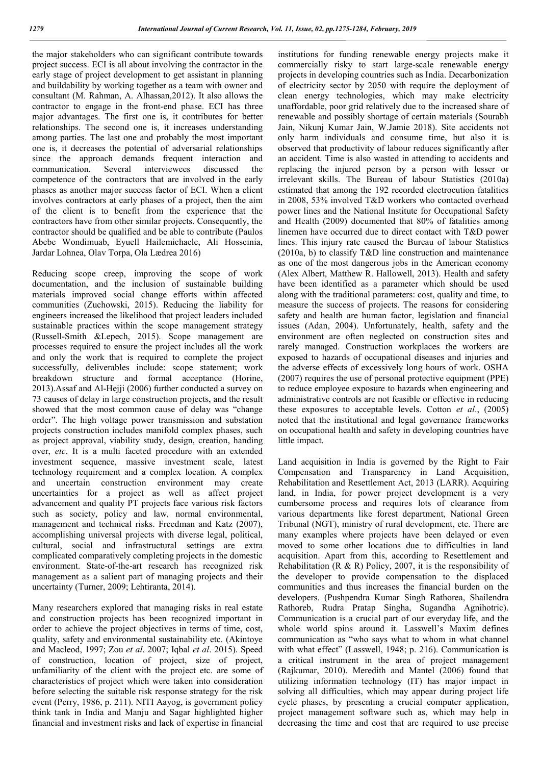the major stakeholders who can significant contribute towards project success. ECI is all about involving the contractor in the early stage of project development to get assistant in planning and buildability by working together as a team with owner and consultant (M. Rahman, A. Alhassan,2012). It also allows the contractor to engage in the front-end phase. ECI has three major advantages. The first one is, it contributes for better relationships. The second one is, it increases understanding among parties. The last one and probably the most important one is, it decreases the potential of adversarial relationships since the approach demands frequent interaction and communication. Several interviewees discussed the competence of the contractors that are involved in the early phases as another major success factor of ECI. When a client involves contractors at early phases of a project, then the aim of the client is to benefit from the experience that the contractors have from other similar projects. Consequently, the contractor should be qualified and be able to contribute (Paulos Abebe Wondimuab, Eyuell Hailemichaelc, Ali Hosseinia, Jardar Lohnea, Olav Torpa, Ola Lædrea 2016)

Reducing scope creep, improving the scope of work documentation, and the inclusion of sustainable building materials improved social change efforts within affected communities (Zuchowski, 2015). Reducing the liability for engineers increased the likelihood that project leaders included sustainable practices within the scope management strategy (Russell-Smith &Lepech, 2015). Scope management are processes required to ensure the project includes all the work and only the work that is required to complete the project successfully, deliverables include: scope statement; work breakdown structure and formal acceptance (Horine, 2013).Assaf and Al-Hejji (2006) further conducted a survey on 73 causes of delay in large construction projects, and the result showed that the most common cause of delay was "change order". The high voltage power transmission and substation projects construction includes manifold complex phases, such as project approval, viability study, design, creation, handing over, *etc*. It is a multi faceted procedure with an extended investment sequence, massive investment scale, latest technology requirement and a complex location. A complex and uncertain construction environment may create uncertainties for a project as well as affect project advancement and quality PT projects face various risk factors such as society, policy and law, normal environmental, management and technical risks. Freedman and Katz (2007), accomplishing universal projects with diverse legal, political, cultural, social and infrastructural settings are extra complicated comparatively completing projects in the domestic environment. State-of-the-art research has recognized risk management as a salient part of managing projects and their uncertainty (Turner, 2009; Lehtiranta, 2014).

Many researchers explored that managing risks in real estate and construction projects has been recognized important in order to achieve the project objectives in terms of time, cost, quality, safety and environmental sustainability etc. (Akintoye and Macleod, 1997; Zou *et al*. 2007; Iqbal *et al*. 2015). Speed of construction, location of project, size of project, unfamiliarity of the client with the project etc. are some of characteristics of project which were taken into consideration before selecting the suitable risk response strategy for the risk event (Perry, 1986, p. 211). NITI Aayog, is government policy think tank in India and Manju and Sagar highlighted higher financial and investment risks and lack of expertise in financial institutions for funding renewable energy projects make it commercially risky to start large-scale renewable energy projects in developing countries such as India. Decarbonization of electricity sector by 2050 with require the deployment of clean energy technologies, which may make electricity unaffordable, poor grid relatively due to the increased share of renewable and possibly shortage of certain materials (Sourabh Jain, Nikunj Kumar Jain, W.Jamie 2018). Site accidents not only harm individuals and consume time, but also it is observed that productivity of labour reduces significantly after an accident. Time is also wasted in attending to accidents and replacing the injured person by a person with lesser or irrelevant skills. The Bureau of labour Statistics (2010a) estimated that among the 192 recorded electrocution fatalities in 2008, 53% involved T&D workers who contacted overhead power lines and the National Institute for Occupational Safety and Health (2009) documented that 80% of fatalities among linemen have occurred due to direct contact with T&D power lines. This injury rate caused the Bureau of labour Statistics (2010a, b) to classify T&D line construction and maintenance as one of the most dangerous jobs in the American economy (Alex Albert, Matthew R. Hallowell, 2013). Health and safety have been identified as a parameter which should be used along with the traditional parameters: cost, quality and time, to measure the success of projects. The reasons for considering safety and health are human factor, legislation and financial issues (Adan, 2004). Unfortunately, health, safety and the environment are often neglected on construction sites and rarely managed. Construction workplaces the workers are exposed to hazards of occupational diseases and injuries and the adverse effects of excessively long hours of work. OSHA (2007) requires the use of personal protective equipment (PPE) to reduce employee exposure to hazards when engineering and administrative controls are not feasible or effective in reducing these exposures to acceptable levels. Cotton *et al*., (2005) noted that the institutional and legal governance frameworks on occupational health and safety in developing countries have little impact.

Land acquisition in India is governed by the Right to Fair Compensation and Transparency in Land Acquisition, Rehabilitation and Resettlement Act, 2013 (LARR). Acquiring land, in India, for power project development is a very cumbersome process and requires lots of clearance from various departments like forest department, National Green Tribunal (NGT), ministry of rural development, etc. There are many examples where projects have been delayed or even moved to some other locations due to difficulties in land acquisition. Apart from this, according to Resettlement and Rehabilitation (R & R) Policy, 2007, it is the responsibility of the developer to provide compensation to the displaced communities and thus increases the financial burden on the developers. (Pushpendra Kumar Singh Rathorea, Shailendra Rathoreb, Rudra Pratap Singha, Sugandha Agnihotric). Communication is a crucial part of our everyday life, and the whole world spins around it. Lasswell's Maxim defines communication as "who says what to whom in what channel with what effect" (Lasswell, 1948; p. 216). Communication is a critical instrument in the area of project management (Rajkumar, 2010). Meredith and Mantel (2006) found that utilizing information technology (IT) has major impact in solving all difficulties, which may appear during project life cycle phases, by presenting a crucial computer application, project management software such as, which may help in decreasing the time and cost that are required to use precise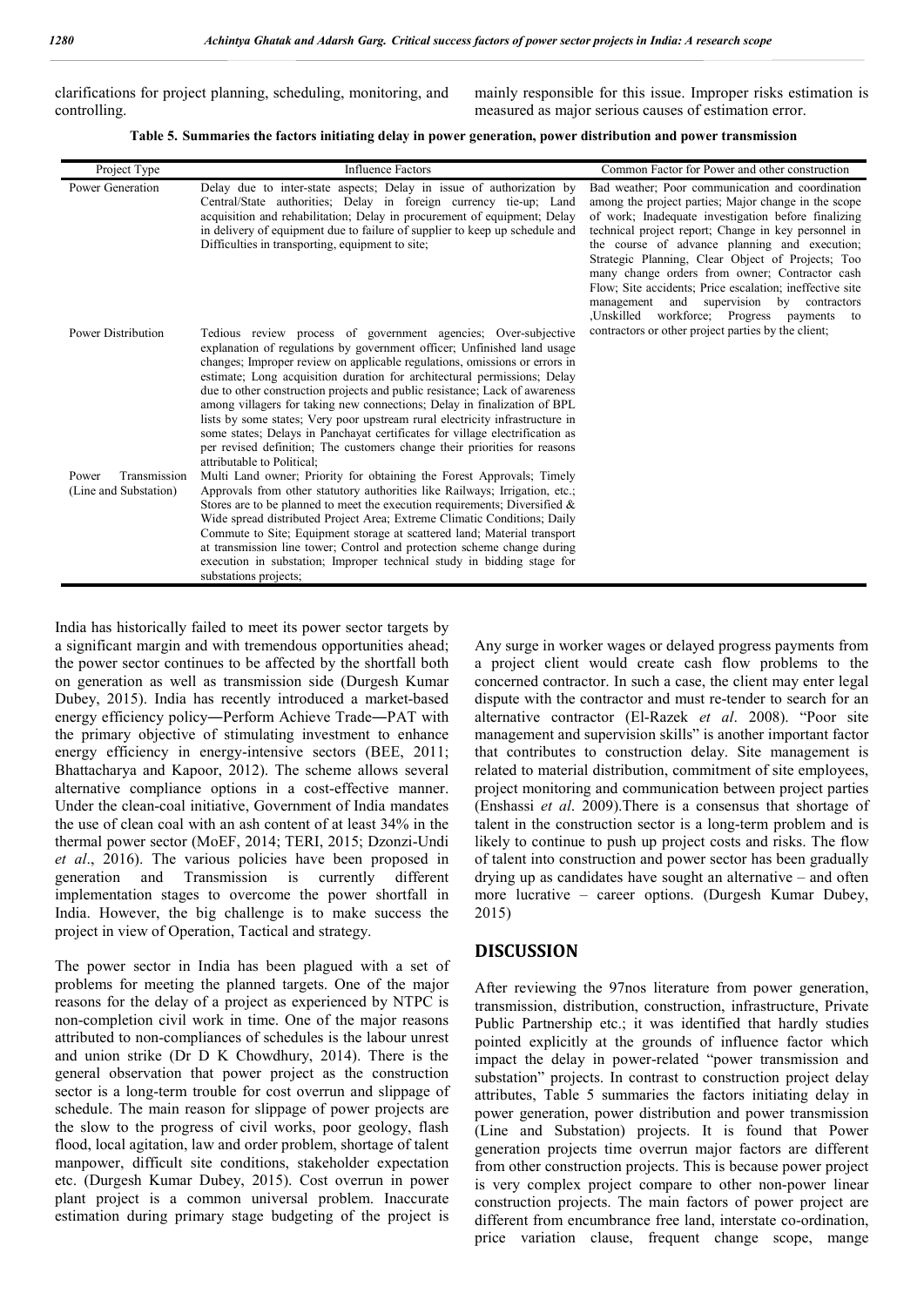clarifications for project planning, scheduling, monitoring, and controlling.

mainly responsible for this issue. Improper risks estimation is measured as major serious causes of estimation error.

**Table 5. Summaries the factors initiating delay in power generation, power distribution and power transmission**

| Project Type | Influence Factors | Common Factor for Power and other construction |
|---|---|---|
| Power Generation | Delay due to inter-state aspects; Delay in issue of authorization by Central/State authorities; Delay in foreign currency tie-up; Land acquisition and rehabilitation; Delay in procurement of equipment; Delay in delivery of equipment due to failure of supplier to keep up schedule and Difficulties in transporting, equipment to site; | Bad weather; Poor communication and coordination among the project parties; Major change in the scope of work; Inadequate investigation before finalizing technical project report; Change in key personnel in the course of advance planning and execution; Strategic Planning, Clear Object of Projects; Too many change orders from owner; Contractor cash Flow; Site accidents; Price escalation; ineffective site management and supervision by contractors ,Unskilled workforce; Progress payments to contractors or other project parties by the client; |
| Power Distribution | Tedious review process of government agencies; Over-subjective explanation of regulations by government officer; Unfinished land usage changes; Improper review on applicable regulations, omissions or errors in estimate; Long acquisition duration for architectural permissions; Delay due to other construction projects and public resistance; Lack of awareness among villagers for taking new connections; Delay in finalization of BPL lists by some states; Very poor upstream rural electricity infrastructure in some states; Delays in Panchayat certificates for village electrification as per revised definition; The customers change their priorities for reasons attributable to Political; | |
| Power Transmission (Line and Substation) | Multi Land owner; Priority for obtaining the Forest Approvals; Timely Approvals from other statutory authorities like Railways; Irrigation, etc.; Stores are to be planned to meet the execution requirements; Diversified & Wide spread distributed Project Area; Extreme Climatic Conditions; Daily Commute to Site; Equipment storage at scattered land; Material transport at transmission line tower; Control and protection scheme change during execution in substation; Improper technical study in bidding stage for substations projects; | |

India has historically failed to meet its power sector targets by a significant margin and with tremendous opportunities ahead; the power sector continues to be affected by the shortfall both on generation as well as transmission side (Durgesh Kumar Dubey, 2015). India has recently introduced a market-based energy efficiency policy―Perform Achieve Trade―PAT with the primary objective of stimulating investment to enhance energy efficiency in energy-intensive sectors (BEE, 2011; Bhattacharya and Kapoor, 2012). The scheme allows several alternative compliance options in a cost-effective manner. Under the clean-coal initiative, Government of India mandates the use of clean coal with an ash content of at least 34% in the thermal power sector (MoEF, 2014; TERI, 2015; Dzonzi-Undi *et al*., 2016). The various policies have been proposed in generation and Transmission is currently different implementation stages to overcome the power shortfall in India. However, the big challenge is to make success the project in view of Operation, Tactical and strategy.

The power sector in India has been plagued with a set of problems for meeting the planned targets. One of the major reasons for the delay of a project as experienced by NTPC is non-completion civil work in time. One of the major reasons attributed to non-compliances of schedules is the labour unrest and union strike (Dr D K Chowdhury, 2014). There is the general observation that power project as the construction sector is a long-term trouble for cost overrun and slippage of schedule. The main reason for slippage of power projects are the slow to the progress of civil works, poor geology, flash flood, local agitation, law and order problem, shortage of talent manpower, difficult site conditions, stakeholder expectation etc. (Durgesh Kumar Dubey, 2015). Cost overrun in power plant project is a common universal problem. Inaccurate estimation during primary stage budgeting of the project is

Any surge in worker wages or delayed progress payments from a project client would create cash flow problems to the concerned contractor. In such a case, the client may enter legal dispute with the contractor and must re-tender to search for an alternative contractor (El-Razek *et al*. 2008). "Poor site management and supervision skills" is another important factor that contributes to construction delay. Site management is related to material distribution, commitment of site employees, project monitoring and communication between project parties (Enshassi *et al*. 2009).There is a consensus that shortage of talent in the construction sector is a long-term problem and is likely to continue to push up project costs and risks. The flow of talent into construction and power sector has been gradually drying up as candidates have sought an alternative – and often more lucrative – career options. (Durgesh Kumar Dubey, 2015)

## DISCUSSION

After reviewing the 97nos literature from power generation, transmission, distribution, construction, infrastructure, Private Public Partnership etc.; it was identified that hardly studies pointed explicitly at the grounds of influence factor which impact the delay in power-related "power transmission and substation" projects. In contrast to construction project delay attributes, Table 5 summaries the factors initiating delay in power generation, power distribution and power transmission (Line and Substation) projects. It is found that Power generation projects time overrun major factors are different from other construction projects. This is because power project is very complex project compare to other non-power linear construction projects. The main factors of power project are different from encumbrance free land, interstate co-ordination, price variation clause, frequent change scope, mange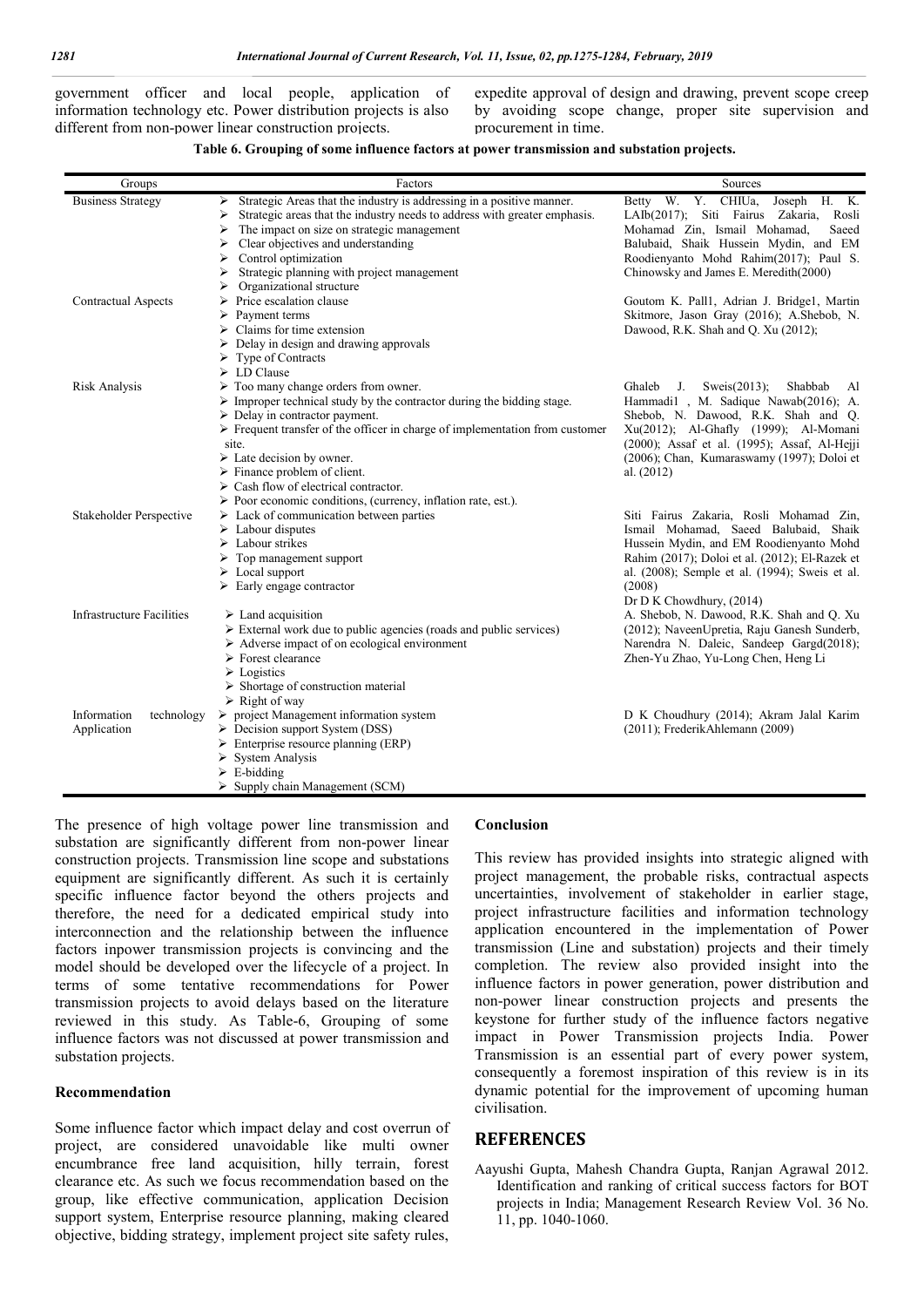government officer and local people, application of information technology etc. Power distribution projects is also different from non-power linear construction projects.

expedite approval of design and drawing, prevent scope creep by avoiding scope change, proper site supervision and procurement in time.

**Table 6. Grouping of some influence factors at power transmission and substation projects.**

| Groups | Factors | Sources |
|---|---|---|
| Business Strategy | ➢ Strategic Areas that the industry is addressing in a positive manner.<br>➢ Strategic areas that the industry needs to address with greater emphasis.<br>➢ The impact on size on strategic management<br>➢ Clear objectives and understanding<br>➢ Control optimization<br>➢ Strategic planning with project management<br>➢ Organizational structure | Betty W. Y. CHIUa, Joseph H. K. LAIb(2017); Siti Fairus Zakaria, Rosli Mohamad Zin, Ismail Mohamad, Saeed Balubaid, Shaik Hussein Mydin, and EM Roodienyanto Mohd Rahim(2017); Paul S. Chinowsky and James E. Meredith(2000) |
| Contractual Aspects | ➢ Price escalation clause<br>➢ Payment terms<br>➢ Claims for time extension<br>➢ Delay in design and drawing approvals<br>➢ Type of Contracts<br>➢ LD Clause | Goutom K. Pall1, Adrian J. Bridge1, Martin Skitmore, Jason Gray (2016); A.Shebob, N. Dawood, R.K. Shah and Q. Xu (2012); |
| Risk Analysis | ➢ Too many change orders from owner.<br>➢ Improper technical study by the contractor during the bidding stage.<br>➢ Delay in contractor payment.<br>➢ Frequent transfer of the officer in charge of implementation from customer site.<br>➢ Late decision by owner.<br>➢ Finance problem of client.<br>➢ Cash flow of electrical contractor.<br>➢ Poor economic conditions, (currency, inflation rate, est.). | Ghaleb J. Sweis(2013); Shabbab Al Hammadi1 , M. Sadique Nawab(2016); A. Shebob, N. Dawood, R.K. Shah and Q. Xu(2012); Al-Ghafly (1999); Al-Momani (2000); Assaf et al. (1995); Assaf, Al-Hejji (2006); Chan, Kumaraswamy (1997); Doloi et al. (2012) |
| Stakeholder Perspective | ➢ Lack of communication between parties<br>➢ Labour disputes<br>➢ Labour strikes<br>➢ Top management support<br>➢ Local support<br>➢ Early engage contractor | Siti Fairus Zakaria, Rosli Mohamad Zin, Ismail Mohamad, Saeed Balubaid, Shaik Hussein Mydin, and EM Roodienyanto Mohd Rahim (2017); Doloi et al. (2012); El-Razek et al. (2008); Semple et al. (1994); Sweis et al. (2008)<br>Dr D K Chowdhury, (2014) |
| Infrastructure Facilities | ➢ Land acquisition<br>➢ External work due to public agencies (roads and public services)<br>➢ Adverse impact of on ecological environment<br>➢ Forest clearance<br>➢ Logistics<br>➢ Shortage of construction material<br>➢ Right of way | A. Shebob, N. Dawood, R.K. Shah and Q. Xu (2012); NaveenUpretia, Raju Ganesh Sunderb, Narendra N. Daleic, Sandeep Gargd(2018); Zhen-Yu Zhao, Yu-Long Chen, Heng Li |
| Information technology Application | ➢ project Management information system<br>➢ Decision support System (DSS)<br>➢ Enterprise resource planning (ERP)<br>➢ System Analysis<br>➢ E-bidding<br>➢ Supply chain Management (SCM) | D K Choudhury (2014); Akram Jalal Karim (2011); FrederikAhlemann (2009) |

The presence of high voltage power line transmission and substation are significantly different from non-power linear construction projects. Transmission line scope and substations equipment are significantly different. As such it is certainly specific influence factor beyond the others projects and therefore, the need for a dedicated empirical study into interconnection and the relationship between the influence factors inpower transmission projects is convincing and the model should be developed over the lifecycle of a project. In terms of some tentative recommendations for Power transmission projects to avoid delays based on the literature reviewed in this study. As Table-6, Grouping of some influence factors was not discussed at power transmission and substation projects.

### Recommendation

Some influence factor which impact delay and cost overrun of project, are considered unavoidable like multi owner encumbrance free land acquisition, hilly terrain, forest clearance etc. As such we focus recommendation based on the group, like effective communication, application Decision support system, Enterprise resource planning, making cleared objective, bidding strategy, implement project site safety rules,

### Conclusion

This review has provided insights into strategic aligned with project management, the probable risks, contractual aspects uncertainties, involvement of stakeholder in earlier stage, project infrastructure facilities and information technology application encountered in the implementation of Power transmission (Line and substation) projects and their timely completion. The review also provided insight into the influence factors in power generation, power distribution and non-power linear construction projects and presents the keystone for further study of the influence factors negative impact in Power Transmission projects India. Power Transmission is an essential part of every power system, consequently a foremost inspiration of this review is in its dynamic potential for the improvement of upcoming human civilisation.

## REFERENCES

Aayushi Gupta, Mahesh Chandra Gupta, Ranjan Agrawal 2012. Identification and ranking of critical success factors for BOT projects in India; Management Research Review Vol. 36 No. 11, pp. 1040-1060.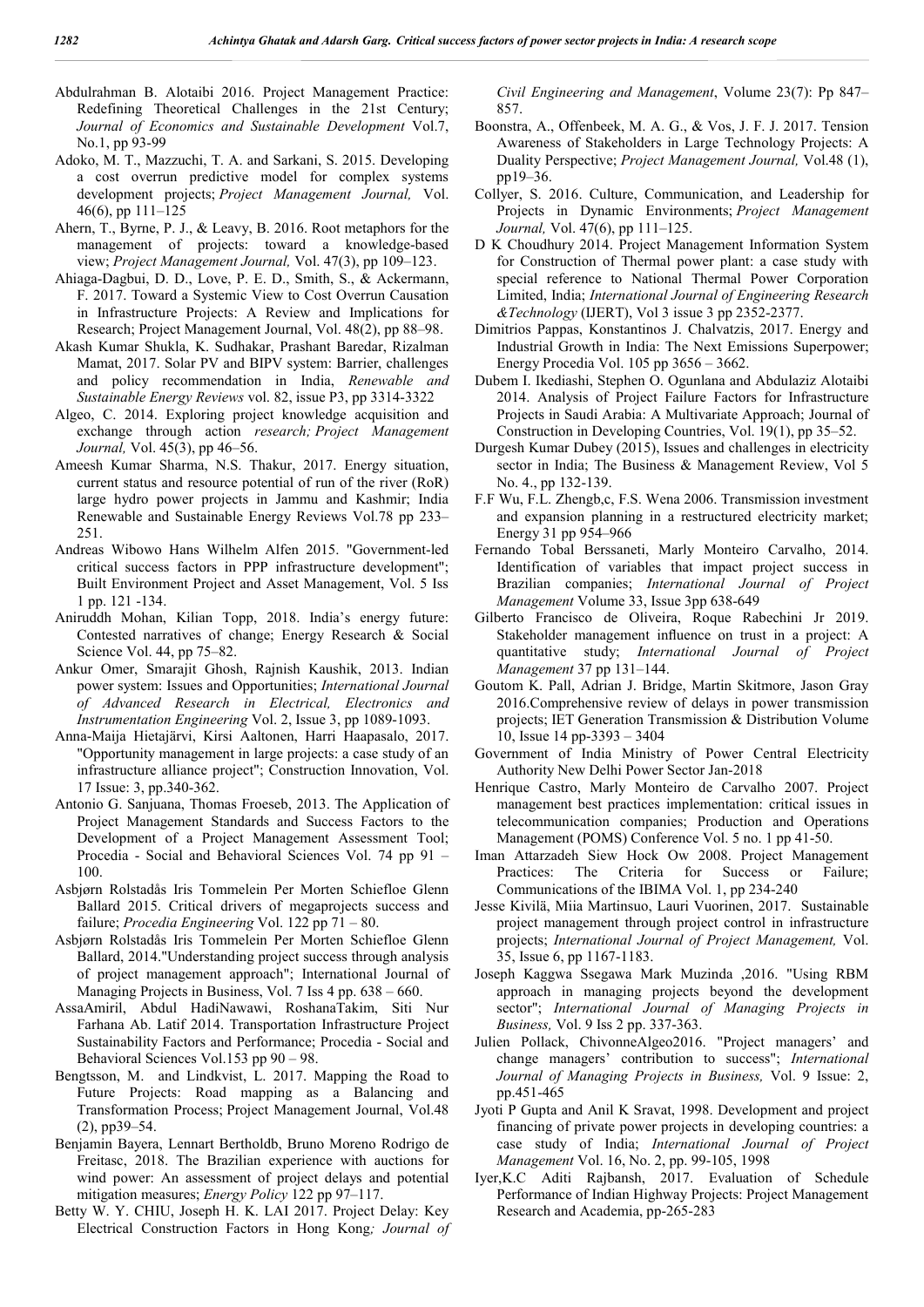Abdulrahman B. Alotaibi 2016. Project Management Practice: Redefining Theoretical Challenges in the 21st Century; *Journal of Economics and Sustainable Development* Vol.7, No.1, pp 93-99

Adoko, M. T., Mazzuchi, T. A. and Sarkani, S. 2015. Developing a cost overrun predictive model for complex systems development projects; *Project Management Journal,* Vol. 46(6), pp 111–125

Ahern, T., Byrne, P. J., & Leavy, B. 2016. Root metaphors for the management of projects: toward a knowledge-based view; *Project Management Journal,* Vol. 47(3), pp 109–123.

Ahiaga-Dagbui, D. D., Love, P. E. D., Smith, S., & Ackermann, F. 2017. Toward a Systemic View to Cost Overrun Causation in Infrastructure Projects: A Review and Implications for Research; Project Management Journal, Vol. 48(2), pp 88–98.

Akash Kumar Shukla, K. Sudhakar, Prashant Baredar, Rizalman Mamat, 2017. Solar PV and BIPV system: Barrier, challenges and policy recommendation in India, *Renewable and Sustainable Energy Reviews* vol. 82, issue P3, pp 3314-3322

Algeo, C. 2014. Exploring project knowledge acquisition and exchange through action *research; Project Management Journal,* Vol. 45(3), pp 46–56.

Ameesh Kumar Sharma, N.S. Thakur, 2017. Energy situation, current status and resource potential of run of the river (RoR) large hydro power projects in Jammu and Kashmir; India Renewable and Sustainable Energy Reviews Vol.78 pp 233–251.

Andreas Wibowo Hans Wilhelm Alfen 2015. "Government-led critical success factors in PPP infrastructure development"; Built Environment Project and Asset Management, Vol. 5 Iss 1 pp. 121 -134.

Aniruddh Mohan, Kilian Topp, 2018. India's energy future: Contested narratives of change; Energy Research & Social Science Vol. 44, pp 75–82.

Ankur Omer, Smarajit Ghosh, Rajnish Kaushik, 2013. Indian power system: Issues and Opportunities; *International Journal of Advanced Research in Electrical, Electronics and Instrumentation Engineering* Vol. 2, Issue 3, pp 1089-1093.

Anna-Maija Hietajärvi, Kirsi Aaltonen, Harri Haapasalo, 2017. "Opportunity management in large projects: a case study of an infrastructure alliance project"; Construction Innovation, Vol. 17 Issue: 3, pp.340-362.

Antonio G. Sanjuana, Thomas Froeseb, 2013. The Application of Project Management Standards and Success Factors to the Development of a Project Management Assessment Tool; Procedia - Social and Behavioral Sciences Vol. 74 pp 91 – 100.

Asbjørn Rolstadås Iris Tommelein Per Morten Schiefloe Glenn Ballard 2015. Critical drivers of megaprojects success and failure; *Procedia Engineering* Vol. 122 pp 71 – 80.

Asbjørn Rolstadås Iris Tommelein Per Morten Schiefloe Glenn Ballard, 2014."Understanding project success through analysis of project management approach"; International Journal of Managing Projects in Business, Vol. 7 Iss 4 pp. 638 – 660.

AssaAmiril, Abdul HadiNawawi, RoshanaTakim, Siti Nur Farhana Ab. Latif 2014. Transportation Infrastructure Project Sustainability Factors and Performance; Procedia - Social and Behavioral Sciences Vol.153 pp 90 – 98.

Bengtsson, M. and Lindkvist, L. 2017. Mapping the Road to Future Projects: Road mapping as a Balancing and Transformation Process; Project Management Journal, Vol.48 (2), pp39–54.

Benjamin Bayera, Lennart Bertholdb, Bruno Moreno Rodrigo de Freitasc, 2018. The Brazilian experience with auctions for wind power: An assessment of project delays and potential mitigation measures; *Energy Policy* 122 pp 97–117.

Betty W. Y. CHIU, Joseph H. K. LAI 2017. Project Delay: Key Electrical Construction Factors in Hong Kong*; Journal of Civil Engineering and Management*, Volume 23(7): Pp 847–857.

Boonstra, A., Offenbeek, M. A. G., & Vos, J. F. J. 2017. Tension Awareness of Stakeholders in Large Technology Projects: A Duality Perspective; *Project Management Journal,* Vol.48 (1), pp19–36.

Collyer, S. 2016. Culture, Communication, and Leadership for Projects in Dynamic Environments; *Project Management Journal,* Vol. 47(6), pp 111–125.

D K Choudhury 2014. Project Management Information System for Construction of Thermal power plant: a case study with special reference to National Thermal Power Corporation Limited, India; *International Journal of Engineering Research &Technology* (IJERT), Vol 3 issue 3 pp 2352-2377.

Dimitrios Pappas, Konstantinos J. Chalvatzis, 2017. Energy and Industrial Growth in India: The Next Emissions Superpower; Energy Procedia Vol. 105 pp 3656 – 3662.

Dubem I. Ikediashi, Stephen O. Ogunlana and Abdulaziz Alotaibi 2014. Analysis of Project Failure Factors for Infrastructure Projects in Saudi Arabia: A Multivariate Approach; Journal of Construction in Developing Countries, Vol. 19(1), pp 35–52.

Durgesh Kumar Dubey (2015), Issues and challenges in electricity sector in India; The Business & Management Review, Vol 5 No. 4., pp 132-139.

F.F Wu, F.L. Zhengb,c, F.S. Wena 2006. Transmission investment and expansion planning in a restructured electricity market; Energy 31 pp 954–966

Fernando Tobal Berssaneti, Marly Monteiro Carvalho, 2014. Identification of variables that impact project success in Brazilian companies; *International Journal of Project Management* Volume 33, Issue 3pp 638-649

Gilberto Francisco de Oliveira, Roque Rabechini Jr 2019. Stakeholder management influence on trust in a project: A quantitative study; *International Journal of Project Management* 37 pp 131–144.

Goutom K. Pall, Adrian J. Bridge, Martin Skitmore, Jason Gray 2016.Comprehensive review of delays in power transmission projects; IET Generation Transmission & Distribution Volume 10, Issue 14 pp-3393 – 3404

Government of India Ministry of Power Central Electricity Authority New Delhi Power Sector Jan-2018

Henrique Castro, Marly Monteiro de Carvalho 2007. Project management best practices implementation: critical issues in telecommunication companies; Production and Operations Management (POMS) Conference Vol. 5 no. 1 pp 41-50.

Iman Attarzadeh Siew Hock Ow 2008. Project Management Practices: The Criteria for Success or Failure; Communications of the IBIMA Vol. 1, pp 234-240

Jesse Kivilä, Miia Martinsuo, Lauri Vuorinen, 2017. Sustainable project management through project control in infrastructure projects; *International Journal of Project Management,* Vol. 35, Issue 6, pp 1167-1183.

Joseph Kaggwa Ssegawa Mark Muzinda ,2016. "Using RBM approach in managing projects beyond the development sector"; *International Journal of Managing Projects in Business,* Vol. 9 Iss 2 pp. 337-363.

Julien Pollack, ChivonneAlgeo2016. "Project managers' and change managers' contribution to success"; *International Journal of Managing Projects in Business,* Vol. 9 Issue: 2, pp.451-465

Jyoti P Gupta and Anil K Sravat, 1998. Development and project financing of private power projects in developing countries: a case study of India; *International Journal of Project Management* Vol. 16, No. 2, pp. 99-105, 1998

Iyer,K.C Aditi Rajbansh, 2017. Evaluation of Schedule Performance of Indian Highway Projects: Project Management Research and Academia, pp-265-283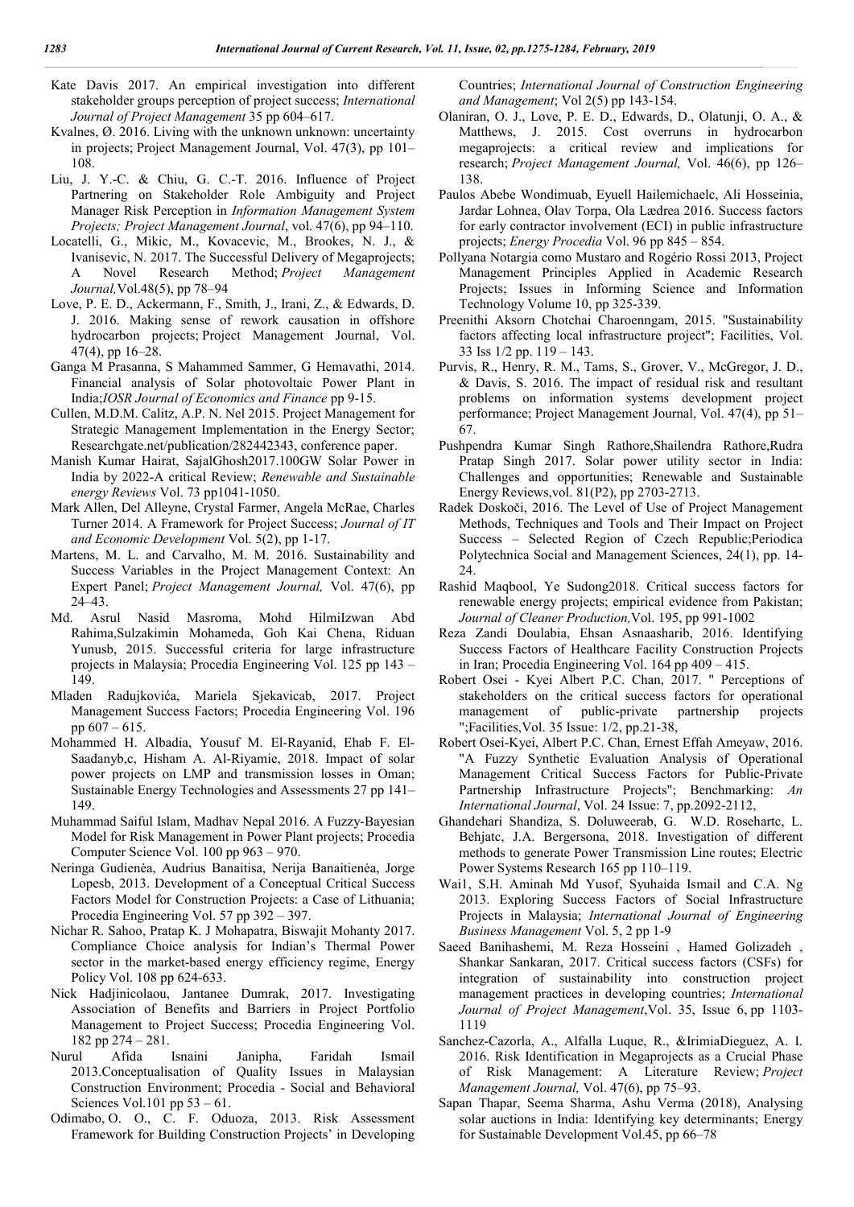Kate Davis 2017. An empirical investigation into different stakeholder groups perception of project success; *International Journal of Project Management* 35 pp 604–617.

Kvalnes, Ø. 2016. Living with the unknown unknown: uncertainty in projects; Project Management Journal, Vol. 47(3), pp 101–108.

Liu, J. Y.-C. & Chiu, G. C.-T. 2016. Influence of Project Partnering on Stakeholder Role Ambiguity and Project Manager Risk Perception in *Information Management System Projects; Project Management Journal*, vol. 47(6), pp 94–110.

Locatelli, G., Mikic, M., Kovacevic, M., Brookes, N. J., & Ivanisevic, N. 2017. The Successful Delivery of Megaprojects; A Novel Research Method; *Project Management Journal,*Vol.48(5), pp 78–94

Love, P. E. D., Ackermann, F., Smith, J., Irani, Z., & Edwards, D. J. 2016. Making sense of rework causation in offshore hydrocarbon projects; Project Management Journal, Vol. 47(4), pp 16–28.

Ganga M Prasanna, S Mahammed Sammer, G Hemavathi, 2014. Financial analysis of Solar photovoltaic Power Plant in India;*IOSR Journal of Economics and Finance* pp 9-15.

Cullen, M.D.M. Calitz, A.P. N. Nel 2015. Project Management for Strategic Management Implementation in the Energy Sector; Researchgate.net/publication/282442343, conference paper.

Manish Kumar Hairat, SajalGhosh2017.100GW Solar Power in India by 2022-A critical Review; *Renewable and Sustainable energy Reviews* Vol. 73 pp1041-1050.

Mark Allen, Del Alleyne, Crystal Farmer, Angela McRae, Charles Turner 2014. A Framework for Project Success; *Journal of IT and Economic Development* Vol. 5(2), pp 1-17.

Martens, M. L. and Carvalho, M. M. 2016. Sustainability and Success Variables in the Project Management Context: An Expert Panel; *Project Management Journal,* Vol. 47(6), pp 24–43.

Md. Asrul Nasid Masroma, Mohd HilmiIzwan Abd Rahima,Sulzakimin Mohameda, Goh Kai Chena, Riduan Yunusb, 2015. Successful criteria for large infrastructure projects in Malaysia; Procedia Engineering Vol. 125 pp 143 – 149.

Mladen Radujkovića, Mariela Sjekavicab, 2017. Project Management Success Factors; Procedia Engineering Vol. 196 pp 607 – 615.

Mohammed H. Albadia, Yousuf M. El-Rayanid, Ehab F. El-Saadanyb,c, Hisham A. Al-Riyamie, 2018. Impact of solar power projects on LMP and transmission losses in Oman; Sustainable Energy Technologies and Assessments 27 pp 141–149.

Muhammad Saiful Islam, Madhav Nepal 2016. A Fuzzy-Bayesian Model for Risk Management in Power Plant projects; Procedia Computer Science Vol. 100 pp 963 – 970.

Neringa Gudienėa, Audrius Banaitisa, Nerija Banaitienėa, Jorge Lopesb, 2013. Development of a Conceptual Critical Success Factors Model for Construction Projects: a Case of Lithuania; Procedia Engineering Vol. 57 pp 392 – 397.

Nichar R. Sahoo, Pratap K. J Mohapatra, Biswajit Mohanty 2017. Compliance Choice analysis for Indian's Thermal Power sector in the market-based energy efficiency regime, Energy Policy Vol. 108 pp 624-633.

Nick Hadjinicolaou, Jantanee Dumrak, 2017. Investigating Association of Benefits and Barriers in Project Portfolio Management to Project Success; Procedia Engineering Vol. 182 pp 274 – 281.

Nurul Afida Isnaini Janipha, Faridah Ismail 2013.Conceptualisation of Quality Issues in Malaysian Construction Environment; Procedia - Social and Behavioral Sciences Vol.101 pp 53 – 61.

Odimabo, O. O., C. F. Oduoza, 2013. Risk Assessment Framework for Building Construction Projects' in Developing Countries; *International Journal of Construction Engineering and Management*; Vol 2(5) pp 143-154.

Olaniran, O. J., Love, P. E. D., Edwards, D., Olatunji, O. A., & Matthews, J. 2015. Cost overruns in hydrocarbon megaprojects: a critical review and implications for research; *Project Management Journal,* Vol. 46(6), pp 126–138.

Paulos Abebe Wondimuab, Eyuell Hailemichaelc, Ali Hosseinia, Jardar Lohnea, Olav Torpa, Ola Lædrea 2016. Success factors for early contractor involvement (ECI) in public infrastructure projects; *Energy Procedia* Vol. 96 pp 845 – 854.

Pollyana Notargia como Mustaro and Rogério Rossi 2013, Project Management Principles Applied in Academic Research Projects; Issues in Informing Science and Information Technology Volume 10, pp 325-339.

Preenithi Aksorn Chotchai Charoenngam, 2015. "Sustainability factors affecting local infrastructure project"; Facilities, Vol. 33 Iss 1/2 pp. 119 – 143.

Purvis, R., Henry, R. M., Tams, S., Grover, V., McGregor, J. D., & Davis, S. 2016. The impact of residual risk and resultant problems on information systems development project performance; Project Management Journal, Vol. 47(4), pp 51–67.

Pushpendra Kumar Singh Rathore,Shailendra Rathore,Rudra Pratap Singh 2017. Solar power utility sector in India: Challenges and opportunities; Renewable and Sustainable Energy Reviews,vol. 81(P2), pp 2703-2713.

Radek Doskoči, 2016. The Level of Use of Project Management Methods, Techniques and Tools and Their Impact on Project Success – Selected Region of Czech Republic;Periodica Polytechnica Social and Management Sciences, 24(1), pp. 14-24.

Rashid Maqbool, Ye Sudong2018. Critical success factors for renewable energy projects; empirical evidence from Pakistan; *Journal of Cleaner Production,*Vol. 195, pp 991-1002

Reza Zandi Doulabia, Ehsan Asnaasharib, 2016. Identifying Success Factors of Healthcare Facility Construction Projects in Iran; Procedia Engineering Vol. 164 pp 409 – 415.

Robert Osei - Kyei Albert P.C. Chan, 2017. " Perceptions of stakeholders on the critical success factors for operational management of public-private partnership projects ";Facilities,Vol. 35 Issue: 1/2, pp.21-38,

Robert Osei-Kyei, Albert P.C. Chan, Ernest Effah Ameyaw, 2016. "A Fuzzy Synthetic Evaluation Analysis of Operational Management Critical Success Factors for Public-Private Partnership Infrastructure Projects"; Benchmarking: *An International Journal*, Vol. 24 Issue: 7, pp.2092-2112,

Ghandehari Shandiza, S. Doluweerab, G. W.D. Rosehartc, L. Behjatc, J.A. Bergersona, 2018. Investigation of different methods to generate Power Transmission Line routes; Electric Power Systems Research 165 pp 110–119.

Wai1, S.H. Aminah Md Yusof, Syuhaida Ismail and C.A. Ng 2013. Exploring Success Factors of Social Infrastructure Projects in Malaysia; *International Journal of Engineering Business Management* Vol. 5, 2 pp 1-9

Saeed Banihashemi, M. Reza Hosseini , Hamed Golizadeh , Shankar Sankaran, 2017. Critical success factors (CSFs) for integration of sustainability into construction project management practices in developing countries; *International Journal of Project Management*,Vol. 35, Issue 6, pp 1103-1119

Sanchez-Cazorla, A., Alfalla Luque, R., &IrimiaDieguez, A. I. 2016. Risk Identification in Megaprojects as a Crucial Phase of Risk Management: A Literature Review; *Project Management Journal,* Vol. 47(6), pp 75–93.

Sapan Thapar, Seema Sharma, Ashu Verma (2018), Analysing solar auctions in India: Identifying key determinants; Energy for Sustainable Development Vol.45, pp 66–78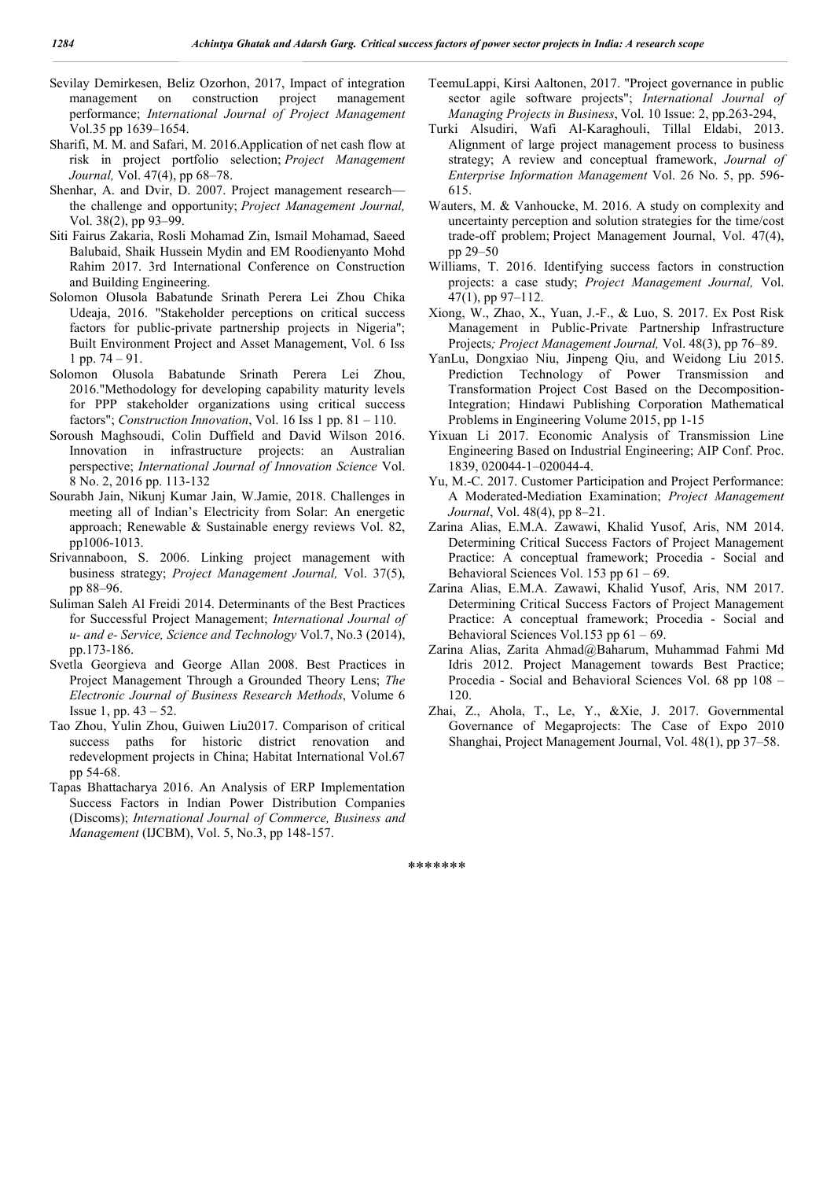Sevilay Demirkesen, Beliz Ozorhon, 2017, Impact of integration management on construction project management performance; *International Journal of Project Management* Vol.35 pp 1639–1654.

Sharifi, M. M. and Safari, M. 2016.Application of net cash flow at risk in project portfolio selection; *Project Management Journal,* Vol. 47(4), pp 68–78.

Shenhar, A. and Dvir, D. 2007. Project management research—the challenge and opportunity; *Project Management Journal,* Vol. 38(2), pp 93–99.

Siti Fairus Zakaria, Rosli Mohamad Zin, Ismail Mohamad, Saeed Balubaid, Shaik Hussein Mydin and EM Roodienyanto Mohd Rahim 2017. 3rd International Conference on Construction and Building Engineering.

Solomon Olusola Babatunde Srinath Perera Lei Zhou Chika Udeaja, 2016. "Stakeholder perceptions on critical success factors for public-private partnership projects in Nigeria"; Built Environment Project and Asset Management, Vol. 6 Iss 1 pp. 74 – 91.

Solomon Olusola Babatunde Srinath Perera Lei Zhou, 2016."Methodology for developing capability maturity levels for PPP stakeholder organizations using critical success factors"; *Construction Innovation*, Vol. 16 Iss 1 pp. 81 – 110.

Soroush Maghsoudi, Colin Duffield and David Wilson 2016. Innovation in infrastructure projects: an Australian perspective; *International Journal of Innovation Science* Vol. 8 No. 2, 2016 pp. 113-132

Sourabh Jain, Nikunj Kumar Jain, W.Jamie, 2018. Challenges in meeting all of Indian's Electricity from Solar: An energetic approach; Renewable & Sustainable energy reviews Vol. 82, pp1006-1013.

Srivannaboon, S. 2006. Linking project management with business strategy; *Project Management Journal,* Vol. 37(5), pp 88–96.

Suliman Saleh Al Freidi 2014. Determinants of the Best Practices for Successful Project Management; *International Journal of u- and e- Service, Science and Technology* Vol.7, No.3 (2014), pp.173-186.

Svetla Georgieva and George Allan 2008. Best Practices in Project Management Through a Grounded Theory Lens; *The Electronic Journal of Business Research Methods*, Volume 6 Issue 1, pp. 43 – 52.

Tao Zhou, Yulin Zhou, Guiwen Liu2017. Comparison of critical success paths for historic district renovation and redevelopment projects in China; Habitat International Vol.67 pp 54-68.

Tapas Bhattacharya 2016. An Analysis of ERP Implementation Success Factors in Indian Power Distribution Companies (Discoms); *International Journal of Commerce, Business and Management* (IJCBM), Vol. 5, No.3, pp 148-157.

TeemuLappi, Kirsi Aaltonen, 2017. "Project governance in public sector agile software projects"; *International Journal of Managing Projects in Business*, Vol. 10 Issue: 2, pp.263-294,

Turki Alsudiri, Wafi Al-Karaghouli, Tillal Eldabi, 2013. Alignment of large project management process to business strategy; A review and conceptual framework, *Journal of Enterprise Information Management* Vol. 26 No. 5, pp. 596-615.

Wauters, M. & Vanhoucke, M. 2016. A study on complexity and uncertainty perception and solution strategies for the time/cost trade-off problem; Project Management Journal, Vol. 47(4), pp 29–50

Williams, T. 2016. Identifying success factors in construction projects: a case study; *Project Management Journal,* Vol. 47(1), pp 97–112.

Xiong, W., Zhao, X., Yuan, J.-F., & Luo, S. 2017. Ex Post Risk Management in Public-Private Partnership Infrastructure Projects*; Project Management Journal,* Vol. 48(3), pp 76–89.

YanLu, Dongxiao Niu, Jinpeng Qiu, and Weidong Liu 2015. Prediction Technology of Power Transmission and Transformation Project Cost Based on the Decomposition-Integration; Hindawi Publishing Corporation Mathematical Problems in Engineering Volume 2015, pp 1-15

Yixuan Li 2017. Economic Analysis of Transmission Line Engineering Based on Industrial Engineering; AIP Conf. Proc. 1839, 020044-1–020044-4.

Yu, M.-C. 2017. Customer Participation and Project Performance: A Moderated-Mediation Examination; *Project Management Journal*, Vol. 48(4), pp 8–21.

Zarina Alias, E.M.A. Zawawi, Khalid Yusof, Aris, NM 2014. Determining Critical Success Factors of Project Management Practice: A conceptual framework; Procedia - Social and Behavioral Sciences Vol. 153 pp 61 – 69.

Zarina Alias, E.M.A. Zawawi, Khalid Yusof, Aris, NM 2017. Determining Critical Success Factors of Project Management Practice: A conceptual framework; Procedia - Social and Behavioral Sciences Vol.153 pp 61 – 69.

Zarina Alias, Zarita Ahmad@Baharum, Muhammad Fahmi Md Idris 2012. Project Management towards Best Practice; Procedia - Social and Behavioral Sciences Vol. 68 pp 108 – 120.

Zhai, Z., Ahola, T., Le, Y., &Xie, J. 2017. Governmental Governance of Megaprojects: The Case of Expo 2010 Shanghai, Project Management Journal, Vol. 48(1), pp 37–58.

\*\*\*\*\*\*\*